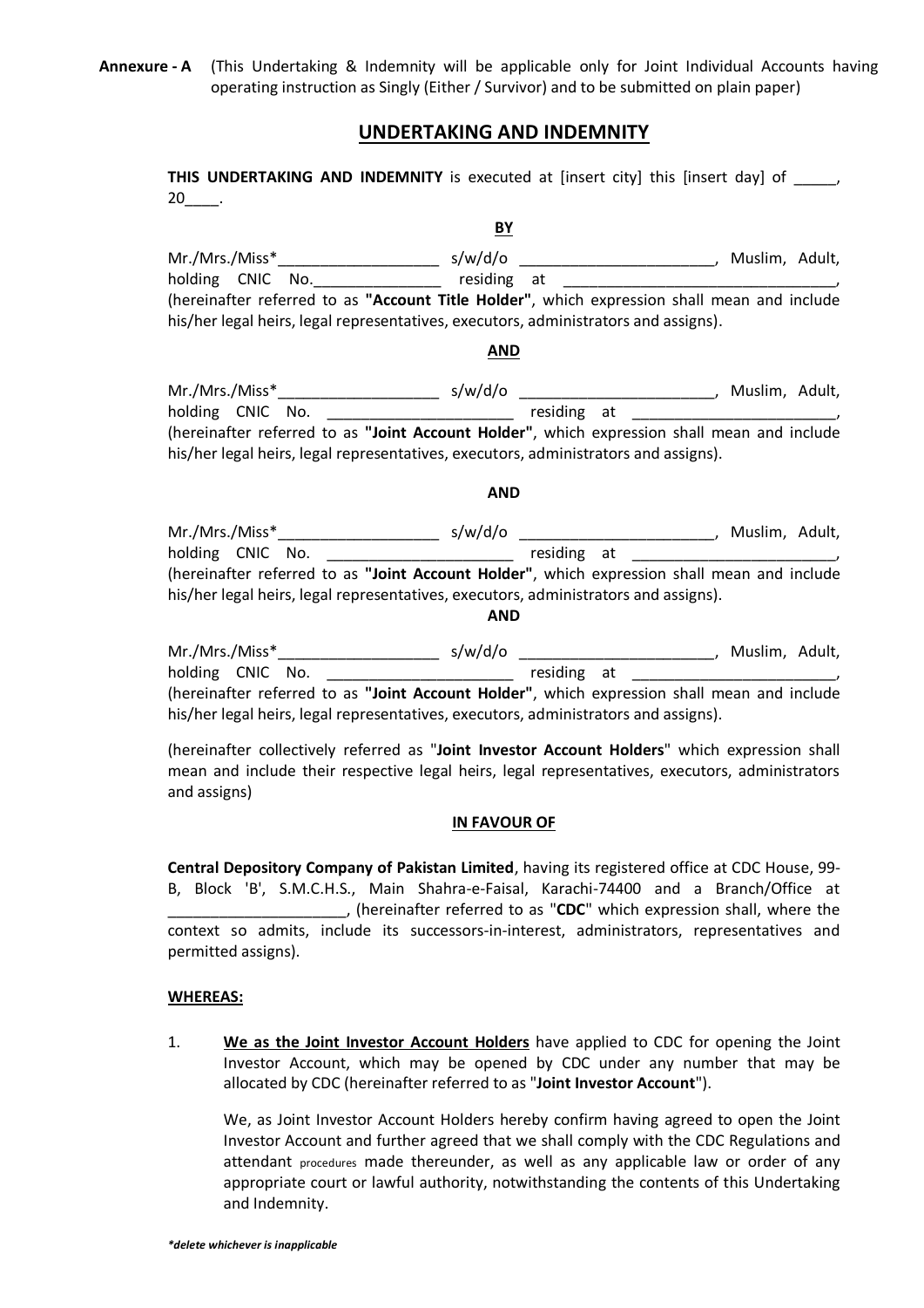**Annexure - A** (This Undertaking & Indemnity will be applicable only for Joint Individual Accounts having operating instruction as Singly (Either / Survivor) and to be submitted on plain paper)

## UNDERTAKING AND INDEMNITY

**THIS UNDERTAKING AND INDEMNITY** is executed at [insert city] this [insert day] of _____, 20____.

**BY**

Mr./Mrs./Miss*___________________ s/w/d/o _______________________, Muslim, Adult, holding CNIC No._______________ residing at ________________________________, (hereinafter referred to as **"Account Title Holder"**, which expression shall mean and include his/her legal heirs, legal representatives, executors, administrators and assigns).

**AND**

Mr./Mrs./Miss*___________________ s/w/d/o _______________________, Muslim, Adult, holding CNIC No. ______________________ residing at ________________________, (hereinafter referred to as **"Joint Account Holder"**, which expression shall mean and include his/her legal heirs, legal representatives, executors, administrators and assigns).

**AND**

Mr./Mrs./Miss*___________________ s/w/d/o _______________________, Muslim, Adult, holding CNIC No. ______________________ residing at ________________________, (hereinafter referred to as **"Joint Account Holder"**, which expression shall mean and include his/her legal heirs, legal representatives, executors, administrators and assigns).

**AND**

Mr./Mrs./Miss*___________________ s/w/d/o _______________________, Muslim, Adult, holding CNIC No. ______________________ residing at ________________________, (hereinafter referred to as **"Joint Account Holder"**, which expression shall mean and include his/her legal heirs, legal representatives, executors, administrators and assigns).

(hereinafter collectively referred as "**Joint Investor Account Holders**" which expression shall mean and include their respective legal heirs, legal representatives, executors, administrators and assigns)

**IN FAVOUR OF**

**Central Depository Company of Pakistan Limited**, having its registered office at CDC House, 99-B, Block 'B', S.M.C.H.S., Main Shahra-e-Faisal, Karachi-74400 and a Branch/Office at _____________________, (hereinafter referred to as "**CDC**" which expression shall, where the context so admits, include its successors-in-interest, administrators, representatives and permitted assigns).

**WHEREAS:**

1. **We as the Joint Investor Account Holders** have applied to CDC for opening the Joint Investor Account, which may be opened by CDC under any number that may be allocated by CDC (hereinafter referred to as "**Joint Investor Account**").

   We, as Joint Investor Account Holders hereby confirm having agreed to open the Joint Investor Account and further agreed that we shall comply with the CDC Regulations and attendant procedures made thereunder, as well as any applicable law or order of any appropriate court or lawful authority, notwithstanding the contents of this Undertaking and Indemnity.

*\*delete whichever is inapplicable*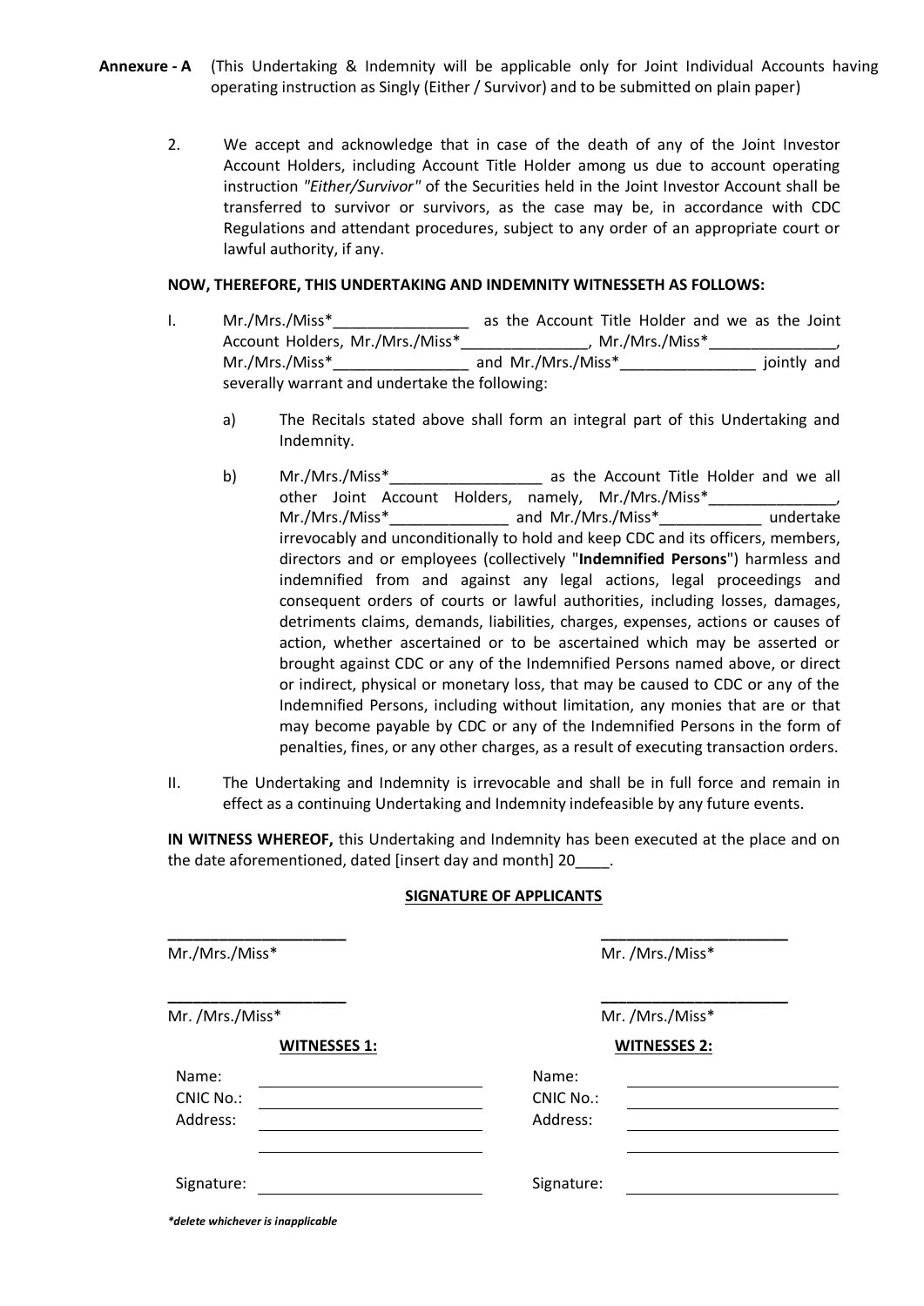**Annexure - A** (This Undertaking & Indemnity will be applicable only for Joint Individual Accounts having operating instruction as Singly (Either / Survivor) and to be submitted on plain paper)

2. We accept and acknowledge that in case of the death of any of the Joint Investor Account Holders, including Account Title Holder among us due to account operating instruction *"Either/Survivor"* of the Securities held in the Joint Investor Account shall be transferred to survivor or survivors, as the case may be, in accordance with CDC Regulations and attendant procedures, subject to any order of an appropriate court or lawful authority, if any.

**NOW, THEREFORE, THIS UNDERTAKING AND INDEMNITY WITNESSETH AS FOLLOWS:**

I. Mr./Mrs./Miss*________________ as the Account Title Holder and we as the Joint Account Holders, Mr./Mrs./Miss*_______________, Mr./Mrs./Miss*_______________, Mr./Mrs./Miss*________________ and Mr./Mrs./Miss*________________ jointly and severally warrant and undertake the following:

   a) The Recitals stated above shall form an integral part of this Undertaking and Indemnity.

   b) Mr./Mrs./Miss*__________________ as the Account Title Holder and we all other Joint Account Holders, namely, Mr./Mrs./Miss*_______________, Mr./Mrs./Miss*______________ and Mr./Mrs./Miss*____________ undertake irrevocably and unconditionally to hold and keep CDC and its officers, members, directors and or employees (collectively "**Indemnified Persons**") harmless and indemnified from and against any legal actions, legal proceedings and consequent orders of courts or lawful authorities, including losses, damages, detriments claims, demands, liabilities, charges, expenses, actions or causes of action, whether ascertained or to be ascertained which may be asserted or brought against CDC or any of the Indemnified Persons named above, or direct or indirect, physical or monetary loss, that may be caused to CDC or any of the Indemnified Persons, including without limitation, any monies that are or that may become payable by CDC or any of the Indemnified Persons in the form of penalties, fines, or any other charges, as a result of executing transaction orders.

II. The Undertaking and Indemnity is irrevocable and shall be in full force and remain in effect as a continuing Undertaking and Indemnity indefeasible by any future events.

**IN WITNESS WHEREOF,** this Undertaking and Indemnity has been executed at the place and on the date aforementioned, dated [insert day and month] 20____.

**SIGNATURE OF APPLICANTS**

| | |
|---|---|
| ______________________ | ______________________ |
| Mr./Mrs./Miss* | Mr. /Mrs./Miss* |
| ______________________ | ______________________ |
| Mr. /Mrs./Miss* | Mr. /Mrs./Miss* |

| **WITNESSES 1:** | | **WITNESSES 2:** | |
|---|---|---|---|
| Name: | ____________________ | Name: | ____________________ |
| CNIC No.: | ____________________ | CNIC No.: | ____________________ |
| Address: | ____________________ | Address: | ____________________ |
| | ____________________ | | ____________________ |
| Signature: | ____________________ | Signature: | ____________________ |

****delete whichever is inapplicable***